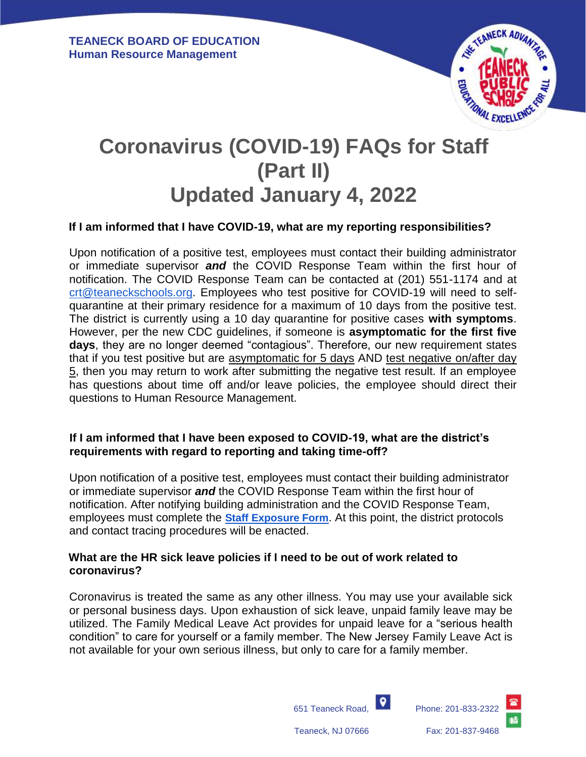**TEANECK BOARD OF EDUCATION**
**Human Resource Management**

# Coronavirus (COVID-19) FAQs for Staff (Part II)
# Updated January 4, 2022

### If I am informed that I have COVID-19, what are my reporting responsibilities?

Upon notification of a positive test, employees must contact their building administrator or immediate supervisor ***and*** the COVID Response Team within the first hour of notification. The COVID Response Team can be contacted at (201) 551-1174 and at crt@teaneckschools.org. Employees who test positive for COVID-19 will need to self-quarantine at their primary residence for a maximum of 10 days from the positive test. The district is currently using a 10 day quarantine for positive cases **with symptoms**. However, per the new CDC guidelines, if someone is **asymptomatic for the first five days**, they are no longer deemed "contagious". Therefore, our new requirement states that if you test positive but are asymptomatic for 5 days AND test negative on/after day 5, then you may return to work after submitting the negative test result. If an employee has questions about time off and/or leave policies, the employee should direct their questions to Human Resource Management.

### If I am informed that I have been exposed to COVID-19, what are the district's requirements with regard to reporting and taking time-off?

Upon notification of a positive test, employees must contact their building administrator or immediate supervisor ***and*** the COVID Response Team within the first hour of notification. After notifying building administration and the COVID Response Team, employees must complete the **Staff Exposure Form**. At this point, the district protocols and contact tracing procedures will be enacted.

### What are the HR sick leave policies if I need to be out of work related to coronavirus?

Coronavirus is treated the same as any other illness. You may use your available sick or personal business days. Upon exhaustion of sick leave, unpaid family leave may be utilized. The Family Medical Leave Act provides for unpaid leave for a "serious health condition" to care for yourself or a family member. The New Jersey Family Leave Act is not available for your own serious illness, but only to care for a family member.

651 Teaneck Road, Teaneck, NJ 07666 | Phone: 201-833-2322 | Fax: 201-837-9468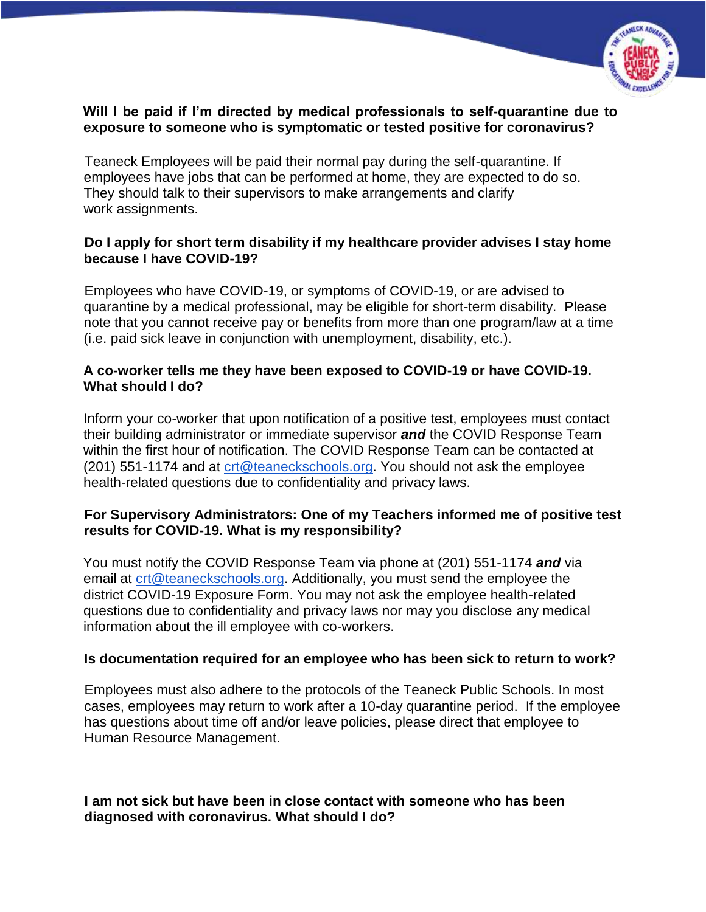**Will I be paid if I'm directed by medical professionals to self-quarantine due to exposure to someone who is symptomatic or tested positive for coronavirus?**

Teaneck Employees will be paid their normal pay during the self-quarantine. If employees have jobs that can be performed at home, they are expected to do so. They should talk to their supervisors to make arrangements and clarify work assignments.

**Do I apply for short term disability if my healthcare provider advises I stay home because I have COVID-19?**

Employees who have COVID-19, or symptoms of COVID-19, or are advised to quarantine by a medical professional, may be eligible for short-term disability. Please note that you cannot receive pay or benefits from more than one program/law at a time (i.e. paid sick leave in conjunction with unemployment, disability, etc.).

**A co-worker tells me they have been exposed to COVID-19 or have COVID-19. What should I do?**

Inform your co-worker that upon notification of a positive test, employees must contact their building administrator or immediate supervisor ***and*** the COVID Response Team within the first hour of notification. The COVID Response Team can be contacted at (201) 551-1174 and at crt@teaneckschools.org. You should not ask the employee health-related questions due to confidentiality and privacy laws.

**For Supervisory Administrators: One of my Teachers informed me of positive test results for COVID-19. What is my responsibility?**

You must notify the COVID Response Team via phone at (201) 551-1174 ***and*** via email at crt@teaneckschools.org. Additionally, you must send the employee the district COVID-19 Exposure Form. You may not ask the employee health-related questions due to confidentiality and privacy laws nor may you disclose any medical information about the ill employee with co-workers.

**Is documentation required for an employee who has been sick to return to work?**

Employees must also adhere to the protocols of the Teaneck Public Schools. In most cases, employees may return to work after a 10-day quarantine period. If the employee has questions about time off and/or leave policies, please direct that employee to Human Resource Management.

**I am not sick but have been in close contact with someone who has been diagnosed with coronavirus. What should I do?**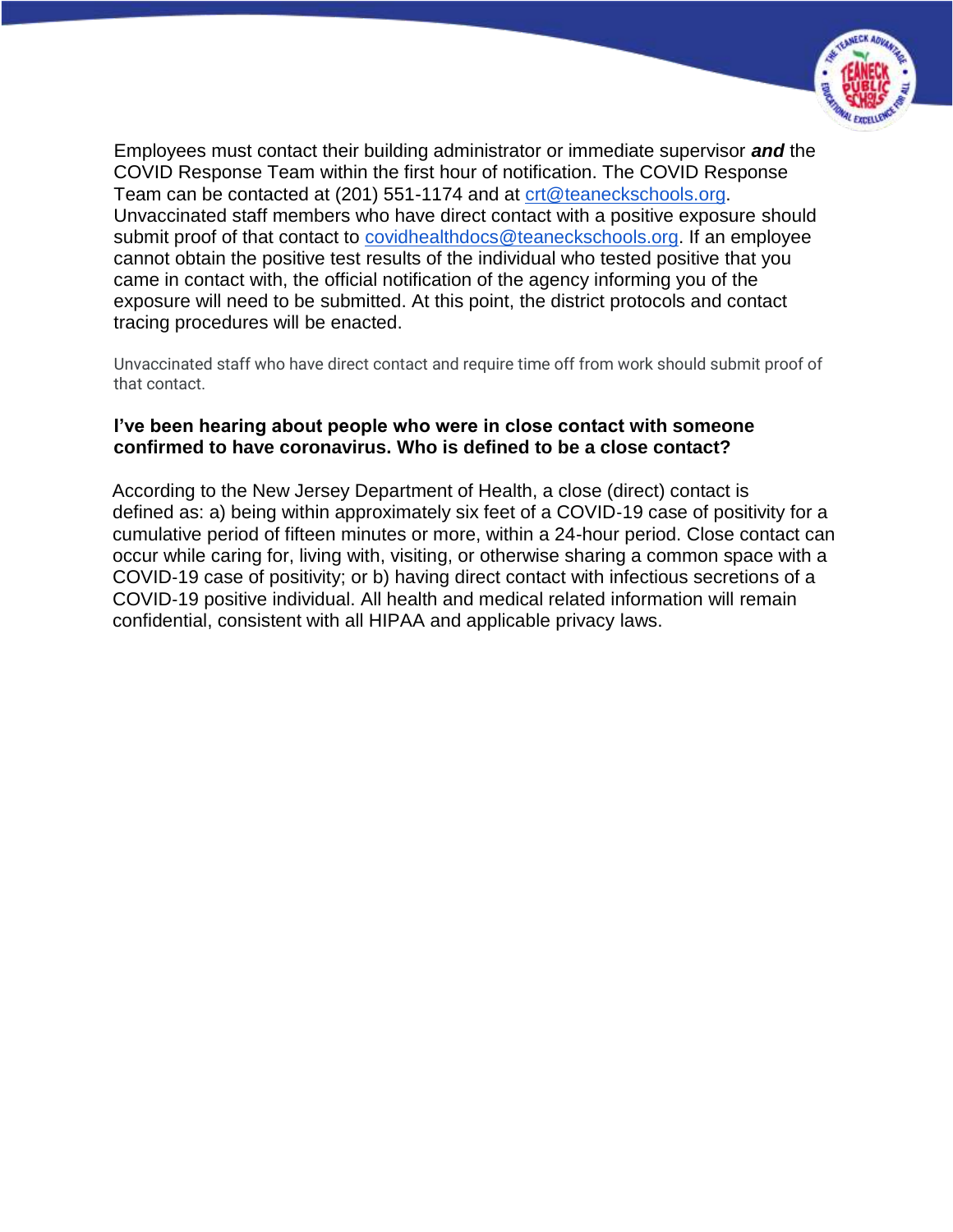Employees must contact their building administrator or immediate supervisor ***and*** the COVID Response Team within the first hour of notification. The COVID Response Team can be contacted at (201) 551-1174 and at crt@teaneckschools.org. Unvaccinated staff members who have direct contact with a positive exposure should submit proof of that contact to covidhealthdocs@teaneckschools.org. If an employee cannot obtain the positive test results of the individual who tested positive that you came in contact with, the official notification of the agency informing you of the exposure will need to be submitted. At this point, the district protocols and contact tracing procedures will be enacted.

Unvaccinated staff who have direct contact and require time off from work should submit proof of that contact.

**I've been hearing about people who were in close contact with someone confirmed to have coronavirus. Who is defined to be a close contact?**

According to the New Jersey Department of Health, a close (direct) contact is defined as: a) being within approximately six feet of a COVID-19 case of positivity for a cumulative period of fifteen minutes or more, within a 24-hour period. Close contact can occur while caring for, living with, visiting, or otherwise sharing a common space with a COVID-19 case of positivity; or b) having direct contact with infectious secretions of a COVID-19 positive individual. All health and medical related information will remain confidential, consistent with all HIPAA and applicable privacy laws.